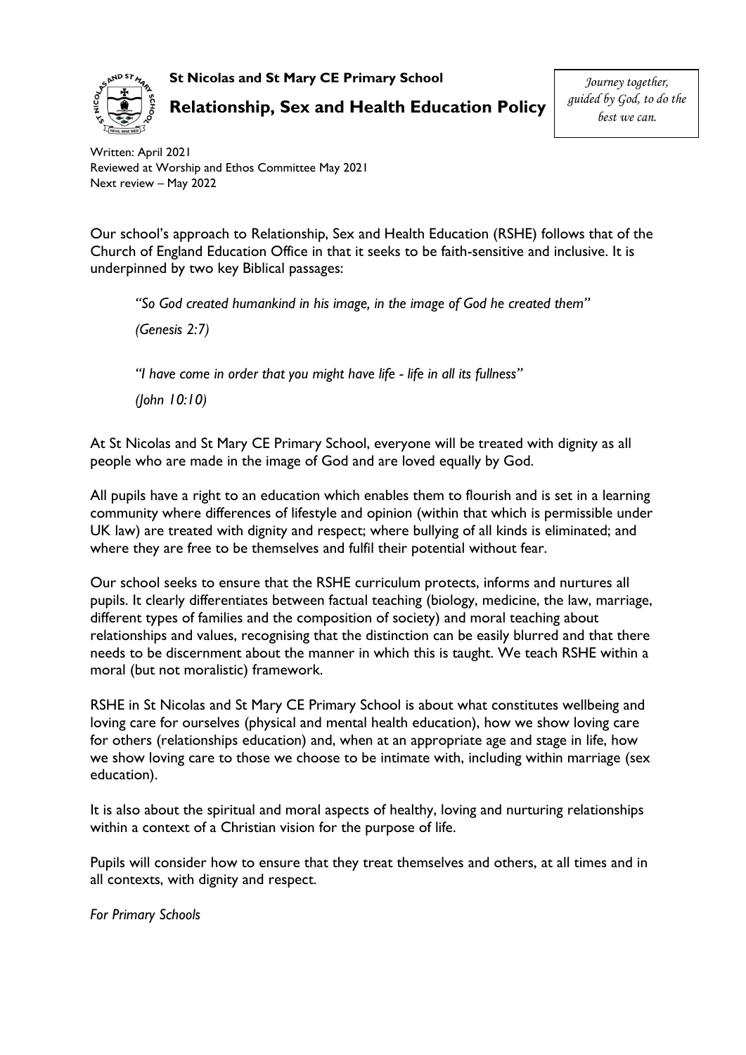**St Nicolas and St Mary CE Primary School**

# Relationship, Sex and Health Education Policy

*Journey together, guided by God, to do the best we can.*

Written: April 2021
Reviewed at Worship and Ethos Committee May 2021
Next review – May 2022

Our school's approach to Relationship, Sex and Health Education (RSHE) follows that of the Church of England Education Office in that it seeks to be faith-sensitive and inclusive. It is underpinned by two key Biblical passages:

> *"So God created humankind in his image, in the image of God he created them"*
>
> *(Genesis 2:7)*
>
> *"I have come in order that you might have life - life in all its fullness"*
>
> *(John 10:10)*

At St Nicolas and St Mary CE Primary School, everyone will be treated with dignity as all people who are made in the image of God and are loved equally by God.

All pupils have a right to an education which enables them to flourish and is set in a learning community where differences of lifestyle and opinion (within that which is permissible under UK law) are treated with dignity and respect; where bullying of all kinds is eliminated; and where they are free to be themselves and fulfil their potential without fear.

Our school seeks to ensure that the RSHE curriculum protects, informs and nurtures all pupils. It clearly differentiates between factual teaching (biology, medicine, the law, marriage, different types of families and the composition of society) and moral teaching about relationships and values, recognising that the distinction can be easily blurred and that there needs to be discernment about the manner in which this is taught. We teach RSHE within a moral (but not moralistic) framework.

RSHE in St Nicolas and St Mary CE Primary School is about what constitutes wellbeing and loving care for ourselves (physical and mental health education), how we show loving care for others (relationships education) and, when at an appropriate age and stage in life, how we show loving care to those we choose to be intimate with, including within marriage (sex education).

It is also about the spiritual and moral aspects of healthy, loving and nurturing relationships within a context of a Christian vision for the purpose of life.

Pupils will consider how to ensure that they treat themselves and others, at all times and in all contexts, with dignity and respect.

*For Primary Schools*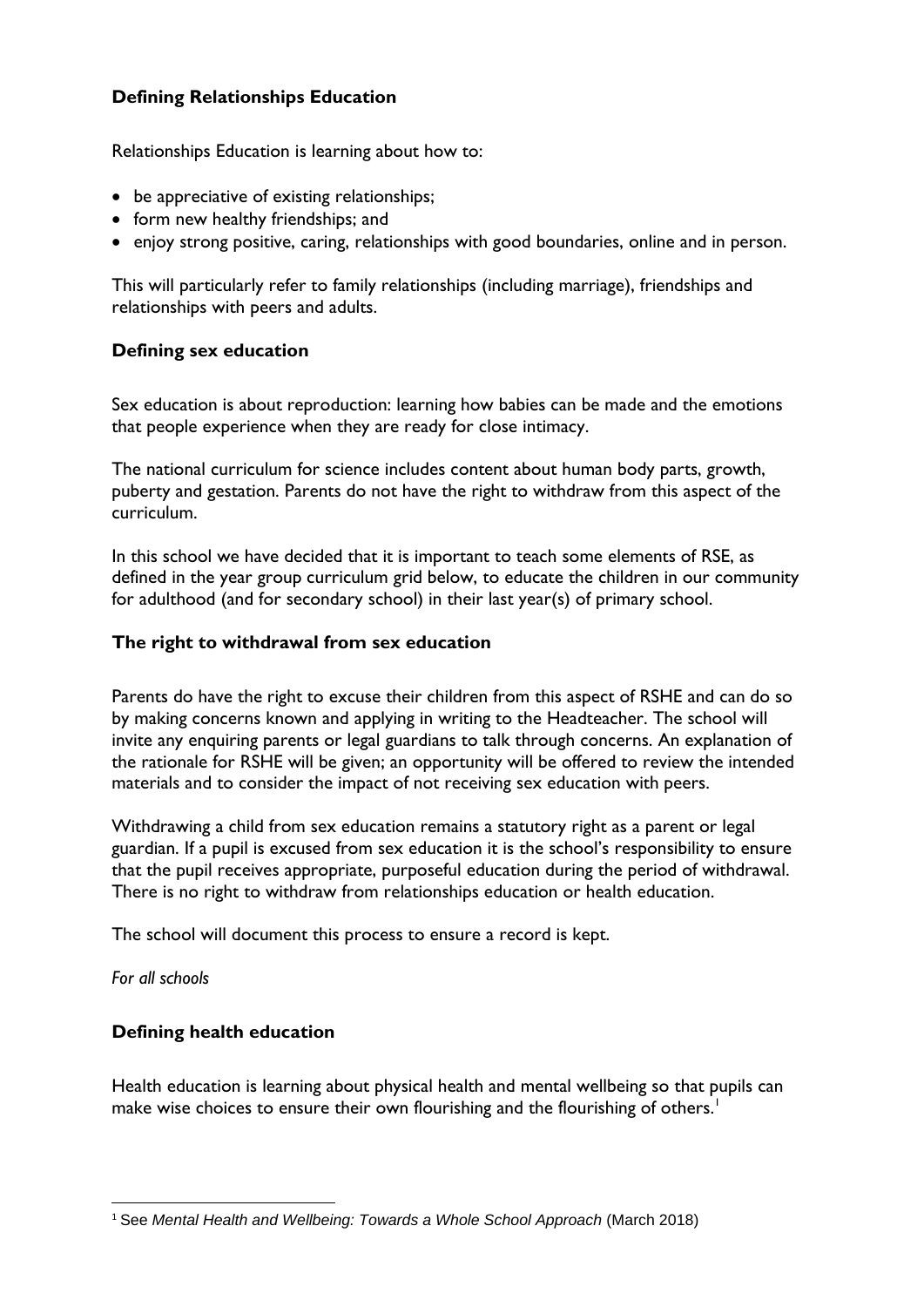### Defining Relationships Education

Relationships Education is learning about how to:

- be appreciative of existing relationships;
- form new healthy friendships; and
- enjoy strong positive, caring, relationships with good boundaries, online and in person.

This will particularly refer to family relationships (including marriage), friendships and relationships with peers and adults.

### Defining sex education

Sex education is about reproduction: learning how babies can be made and the emotions that people experience when they are ready for close intimacy.

The national curriculum for science includes content about human body parts, growth, puberty and gestation. Parents do not have the right to withdraw from this aspect of the curriculum.

In this school we have decided that it is important to teach some elements of RSE, as defined in the year group curriculum grid below, to educate the children in our community for adulthood (and for secondary school) in their last year(s) of primary school.

### The right to withdrawal from sex education

Parents do have the right to excuse their children from this aspect of RSHE and can do so by making concerns known and applying in writing to the Headteacher. The school will invite any enquiring parents or legal guardians to talk through concerns. An explanation of the rationale for RSHE will be given; an opportunity will be offered to review the intended materials and to consider the impact of not receiving sex education with peers.

Withdrawing a child from sex education remains a statutory right as a parent or legal guardian. If a pupil is excused from sex education it is the school's responsibility to ensure that the pupil receives appropriate, purposeful education during the period of withdrawal. There is no right to withdraw from relationships education or health education.

The school will document this process to ensure a record is kept.

*For all schools*

### Defining health education

Health education is learning about physical health and mental wellbeing so that pupils can make wise choices to ensure their own flourishing and the flourishing of others.[1]

[1] See *Mental Health and Wellbeing: Towards a Whole School Approach* (March 2018)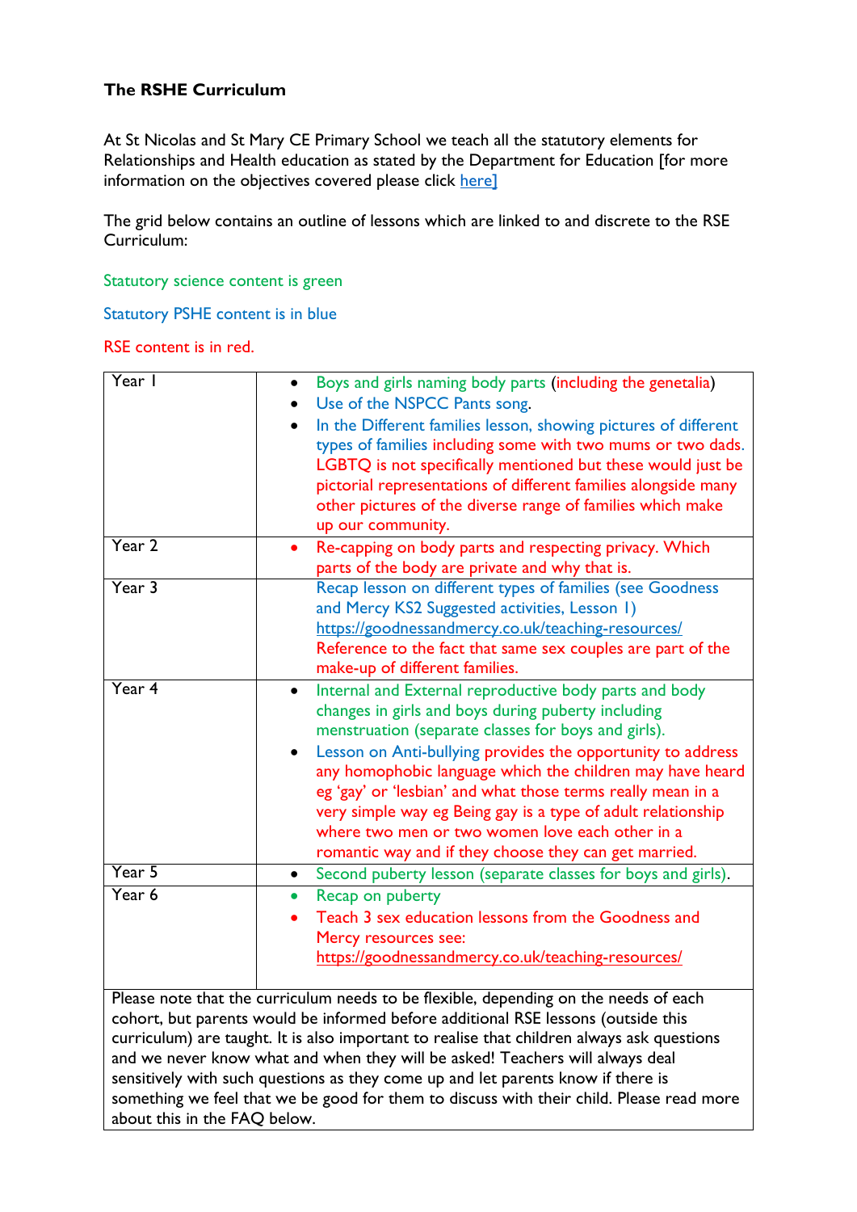**The RSHE Curriculum**

At St Nicolas and St Mary CE Primary School we teach all the statutory elements for Relationships and Health education as stated by the Department for Education [for more information on the objectives covered please click here]

The grid below contains an outline of lessons which are linked to and discrete to the RSE Curriculum:

Statutory science content is green

Statutory PSHE content is in blue

RSE content is in red.

| | |
|---|---|
| Year 1 | • Boys and girls naming body parts (including the genetalia)<br>• Use of the NSPCC Pants song.<br>• In the Different families lesson, showing pictures of different types of families including some with two mums or two dads. LGBTQ is not specifically mentioned but these would just be pictorial representations of different families alongside many other pictures of the diverse range of families which make up our community. |
| Year 2 | • Re-capping on body parts and respecting privacy. Which parts of the body are private and why that is. |
| Year 3 | Recap lesson on different types of families (see Goodness and Mercy KS2 Suggested activities, Lesson 1) https://goodnessandmercy.co.uk/teaching-resources/<br>Reference to the fact that same sex couples are part of the make-up of different families. |
| Year 4 | • Internal and External reproductive body parts and body changes in girls and boys during puberty including menstruation (separate classes for boys and girls).<br>• Lesson on Anti-bullying provides the opportunity to address any homophobic language which the children may have heard eg 'gay' or 'lesbian' and what those terms really mean in a very simple way eg Being gay is a type of adult relationship where two men or two women love each other in a romantic way and if they choose they can get married. |
| Year 5 | • Second puberty lesson (separate classes for boys and girls). |
| Year 6 | • Recap on puberty<br>• Teach 3 sex education lessons from the Goodness and Mercy resources see: https://goodnessandmercy.co.uk/teaching-resources/ |
| Please note that the curriculum needs to be flexible, depending on the needs of each cohort, but parents would be informed before additional RSE lessons (outside this curriculum) are taught. It is also important to realise that children always ask questions and we never know what and when they will be asked! Teachers will always deal sensitively with such questions as they come up and let parents know if there is something we feel that we be good for them to discuss with their child. Please read more about this in the FAQ below. | |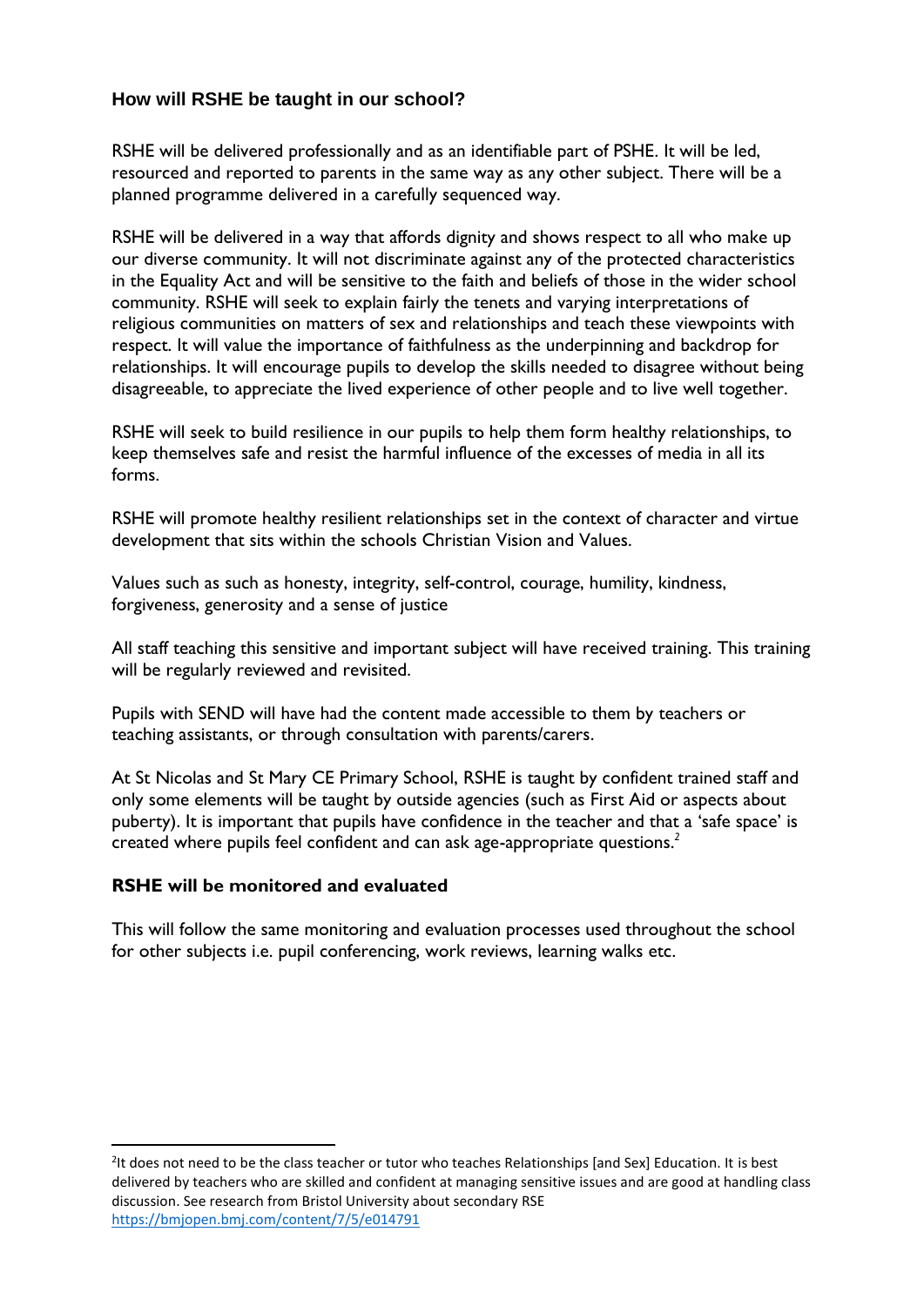## How will RSHE be taught in our school?

RSHE will be delivered professionally and as an identifiable part of PSHE. It will be led, resourced and reported to parents in the same way as any other subject. There will be a planned programme delivered in a carefully sequenced way.

RSHE will be delivered in a way that affords dignity and shows respect to all who make up our diverse community. It will not discriminate against any of the protected characteristics in the Equality Act and will be sensitive to the faith and beliefs of those in the wider school community. RSHE will seek to explain fairly the tenets and varying interpretations of religious communities on matters of sex and relationships and teach these viewpoints with respect. It will value the importance of faithfulness as the underpinning and backdrop for relationships. It will encourage pupils to develop the skills needed to disagree without being disagreeable, to appreciate the lived experience of other people and to live well together.

RSHE will seek to build resilience in our pupils to help them form healthy relationships, to keep themselves safe and resist the harmful influence of the excesses of media in all its forms.

RSHE will promote healthy resilient relationships set in the context of character and virtue development that sits within the schools Christian Vision and Values.

Values such as such as honesty, integrity, self-control, courage, humility, kindness, forgiveness, generosity and a sense of justice

All staff teaching this sensitive and important subject will have received training. This training will be regularly reviewed and revisited.

Pupils with SEND will have had the content made accessible to them by teachers or teaching assistants, or through consultation with parents/carers.

At St Nicolas and St Mary CE Primary School, RSHE is taught by confident trained staff and only some elements will be taught by outside agencies (such as First Aid or aspects about puberty). It is important that pupils have confidence in the teacher and that a 'safe space' is created where pupils feel confident and can ask age-appropriate questions.[2]

## RSHE will be monitored and evaluated

This will follow the same monitoring and evaluation processes used throughout the school for other subjects i.e. pupil conferencing, work reviews, learning walks etc.

[2]It does not need to be the class teacher or tutor who teaches Relationships [and Sex] Education. It is best delivered by teachers who are skilled and confident at managing sensitive issues and are good at handling class discussion. See research from Bristol University about secondary RSE https://bmjopen.bmj.com/content/7/5/e014791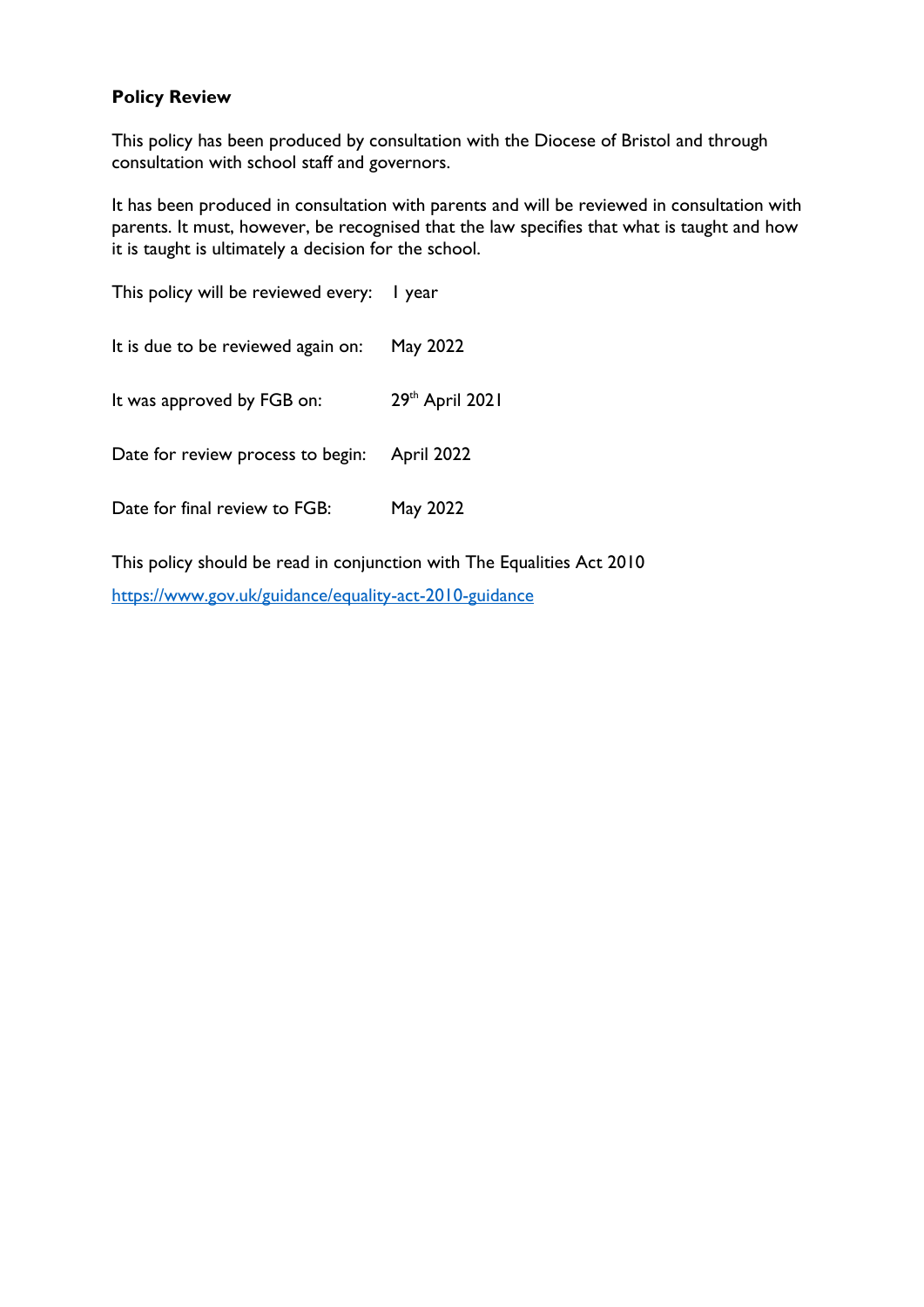**Policy Review**

This policy has been produced by consultation with the Diocese of Bristol and through consultation with school staff and governors.

It has been produced in consultation with parents and will be reviewed in consultation with parents. It must, however, be recognised that the law specifies that what is taught and how it is taught is ultimately a decision for the school.

| | |
|---|---|
| This policy will be reviewed every: | 1 year |
| It is due to be reviewed again on: | May 2022 |
| It was approved by FGB on: | 29th April 2021 |
| Date for review process to begin: | April 2022 |
| Date for final review to FGB: | May 2022 |

This policy should be read in conjunction with The Equalities Act 2010

[https://www.gov.uk/guidance/equality-act-2010-guidance](https://www.gov.uk/guidance/equality-act-2010-guidance)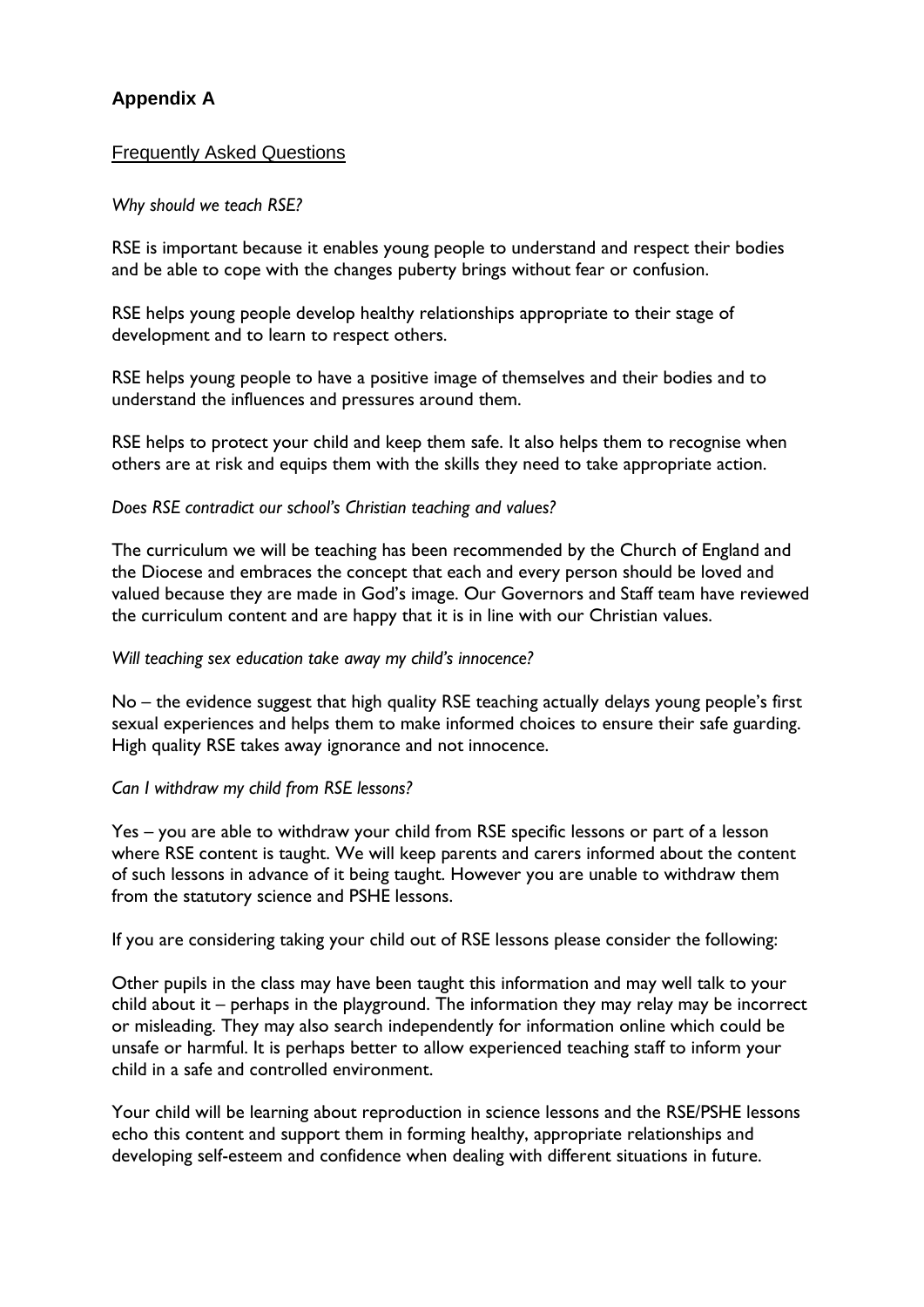## Appendix A

Frequently Asked Questions

*Why should we teach RSE?*

RSE is important because it enables young people to understand and respect their bodies and be able to cope with the changes puberty brings without fear or confusion.

RSE helps young people develop healthy relationships appropriate to their stage of development and to learn to respect others.

RSE helps young people to have a positive image of themselves and their bodies and to understand the influences and pressures around them.

RSE helps to protect your child and keep them safe. It also helps them to recognise when others are at risk and equips them with the skills they need to take appropriate action.

*Does RSE contradict our school's Christian teaching and values?*

The curriculum we will be teaching has been recommended by the Church of England and the Diocese and embraces the concept that each and every person should be loved and valued because they are made in God's image. Our Governors and Staff team have reviewed the curriculum content and are happy that it is in line with our Christian values.

*Will teaching sex education take away my child's innocence?*

No – the evidence suggest that high quality RSE teaching actually delays young people's first sexual experiences and helps them to make informed choices to ensure their safe guarding. High quality RSE takes away ignorance and not innocence.

*Can I withdraw my child from RSE lessons?*

Yes – you are able to withdraw your child from RSE specific lessons or part of a lesson where RSE content is taught. We will keep parents and carers informed about the content of such lessons in advance of it being taught. However you are unable to withdraw them from the statutory science and PSHE lessons.

If you are considering taking your child out of RSE lessons please consider the following:

Other pupils in the class may have been taught this information and may well talk to your child about it – perhaps in the playground. The information they may relay may be incorrect or misleading. They may also search independently for information online which could be unsafe or harmful. It is perhaps better to allow experienced teaching staff to inform your child in a safe and controlled environment.

Your child will be learning about reproduction in science lessons and the RSE/PSHE lessons echo this content and support them in forming healthy, appropriate relationships and developing self-esteem and confidence when dealing with different situations in future.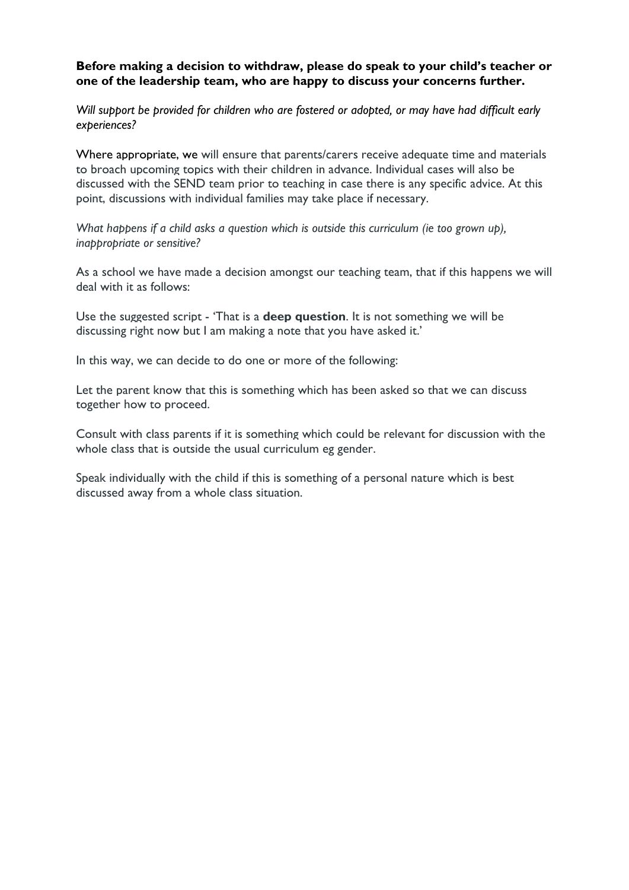**Before making a decision to withdraw, please do speak to your child's teacher or one of the leadership team, who are happy to discuss your concerns further.**

*Will support be provided for children who are fostered or adopted, or may have had difficult early experiences?*

Where appropriate, we will ensure that parents/carers receive adequate time and materials to broach upcoming topics with their children in advance. Individual cases will also be discussed with the SEND team prior to teaching in case there is any specific advice. At this point, discussions with individual families may take place if necessary.

*What happens if a child asks a question which is outside this curriculum (ie too grown up), inappropriate or sensitive?*

As a school we have made a decision amongst our teaching team, that if this happens we will deal with it as follows:

Use the suggested script - 'That is a **deep question**. It is not something we will be discussing right now but I am making a note that you have asked it.'

In this way, we can decide to do one or more of the following:

Let the parent know that this is something which has been asked so that we can discuss together how to proceed.

Consult with class parents if it is something which could be relevant for discussion with the whole class that is outside the usual curriculum eg gender.

Speak individually with the child if this is something of a personal nature which is best discussed away from a whole class situation.